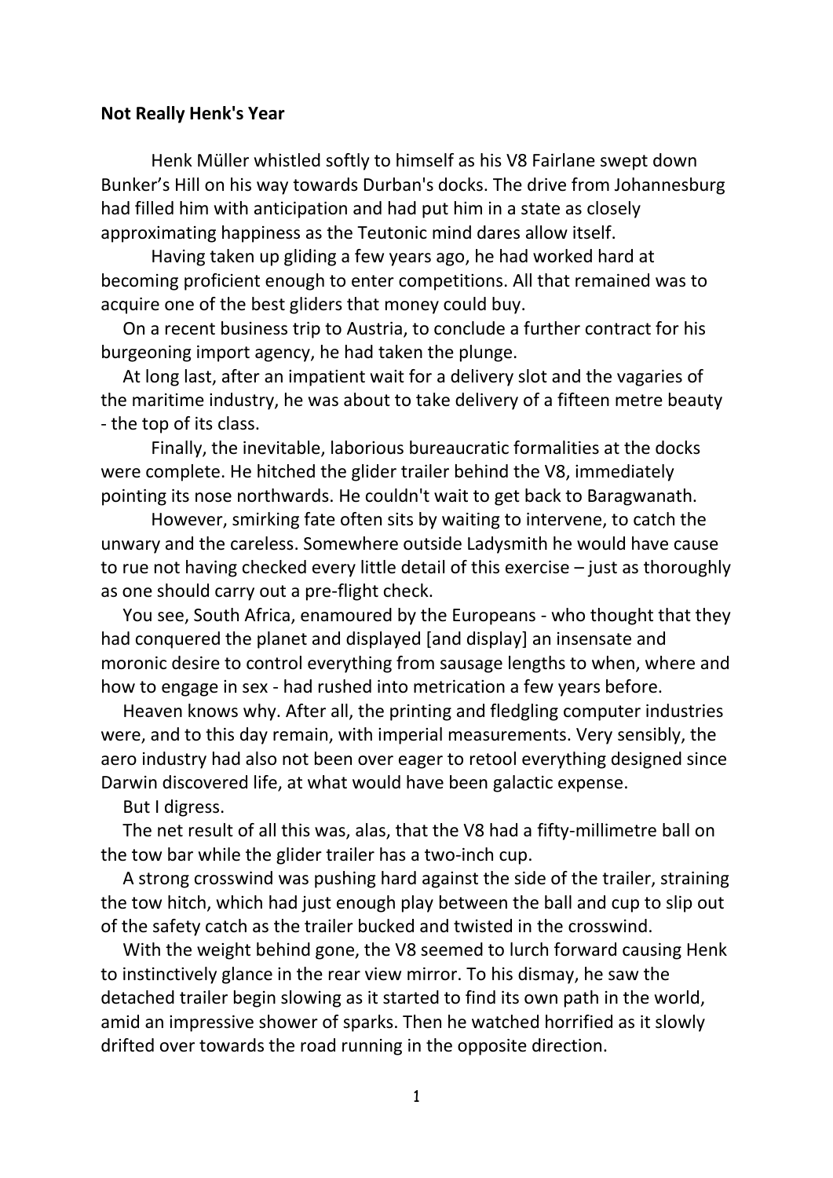**Not Really Henk's Year**

Henk Müller whistled softly to himself as his V8 Fairlane swept down Bunker's Hill on his way towards Durban's docks. The drive from Johannesburg had filled him with anticipation and had put him in a state as closely approximating happiness as the Teutonic mind dares allow itself.

Having taken up gliding a few years ago, he had worked hard at becoming proficient enough to enter competitions. All that remained was to acquire one of the best gliders that money could buy.

On a recent business trip to Austria, to conclude a further contract for his burgeoning import agency, he had taken the plunge.

At long last, after an impatient wait for a delivery slot and the vagaries of the maritime industry, he was about to take delivery of a fifteen metre beauty - the top of its class.

Finally, the inevitable, laborious bureaucratic formalities at the docks were complete. He hitched the glider trailer behind the V8, immediately pointing its nose northwards. He couldn't wait to get back to Baragwanath.

However, smirking fate often sits by waiting to intervene, to catch the unwary and the careless. Somewhere outside Ladysmith he would have cause to rue not having checked every little detail of this exercise – just as thoroughly as one should carry out a pre-flight check.

You see, South Africa, enamoured by the Europeans - who thought that they had conquered the planet and displayed [and display] an insensate and moronic desire to control everything from sausage lengths to when, where and how to engage in sex - had rushed into metrication a few years before.

Heaven knows why. After all, the printing and fledgling computer industries were, and to this day remain, with imperial measurements. Very sensibly, the aero industry had also not been over eager to retool everything designed since Darwin discovered life, at what would have been galactic expense.

But I digress.

The net result of all this was, alas, that the V8 had a fifty-millimetre ball on the tow bar while the glider trailer has a two-inch cup.

A strong crosswind was pushing hard against the side of the trailer, straining the tow hitch, which had just enough play between the ball and cup to slip out of the safety catch as the trailer bucked and twisted in the crosswind.

With the weight behind gone, the V8 seemed to lurch forward causing Henk to instinctively glance in the rear view mirror. To his dismay, he saw the detached trailer begin slowing as it started to find its own path in the world, amid an impressive shower of sparks. Then he watched horrified as it slowly drifted over towards the road running in the opposite direction.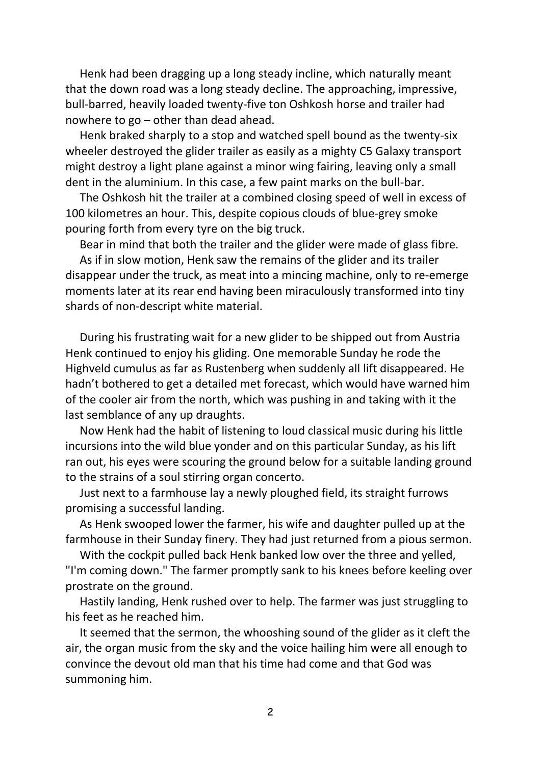Henk had been dragging up a long steady incline, which naturally meant that the down road was a long steady decline. The approaching, impressive, bull-barred, heavily loaded twenty-five ton Oshkosh horse and trailer had nowhere to go – other than dead ahead.

Henk braked sharply to a stop and watched spell bound as the twenty-six wheeler destroyed the glider trailer as easily as a mighty C5 Galaxy transport might destroy a light plane against a minor wing fairing, leaving only a small dent in the aluminium. In this case, a few paint marks on the bull-bar.

The Oshkosh hit the trailer at a combined closing speed of well in excess of 100 kilometres an hour. This, despite copious clouds of blue-grey smoke pouring forth from every tyre on the big truck.

Bear in mind that both the trailer and the glider were made of glass fibre.

As if in slow motion, Henk saw the remains of the glider and its trailer disappear under the truck, as meat into a mincing machine, only to re-emerge moments later at its rear end having been miraculously transformed into tiny shards of non-descript white material.

During his frustrating wait for a new glider to be shipped out from Austria Henk continued to enjoy his gliding. One memorable Sunday he rode the Highveld cumulus as far as Rustenberg when suddenly all lift disappeared. He hadn't bothered to get a detailed met forecast, which would have warned him of the cooler air from the north, which was pushing in and taking with it the last semblance of any up draughts.

Now Henk had the habit of listening to loud classical music during his little incursions into the wild blue yonder and on this particular Sunday, as his lift ran out, his eyes were scouring the ground below for a suitable landing ground to the strains of a soul stirring organ concerto.

Just next to a farmhouse lay a newly ploughed field, its straight furrows promising a successful landing.

As Henk swooped lower the farmer, his wife and daughter pulled up at the farmhouse in their Sunday finery. They had just returned from a pious sermon.

With the cockpit pulled back Henk banked low over the three and yelled, "I'm coming down." The farmer promptly sank to his knees before keeling over prostrate on the ground.

Hastily landing, Henk rushed over to help. The farmer was just struggling to his feet as he reached him.

It seemed that the sermon, the whooshing sound of the glider as it cleft the air, the organ music from the sky and the voice hailing him were all enough to convince the devout old man that his time had come and that God was summoning him.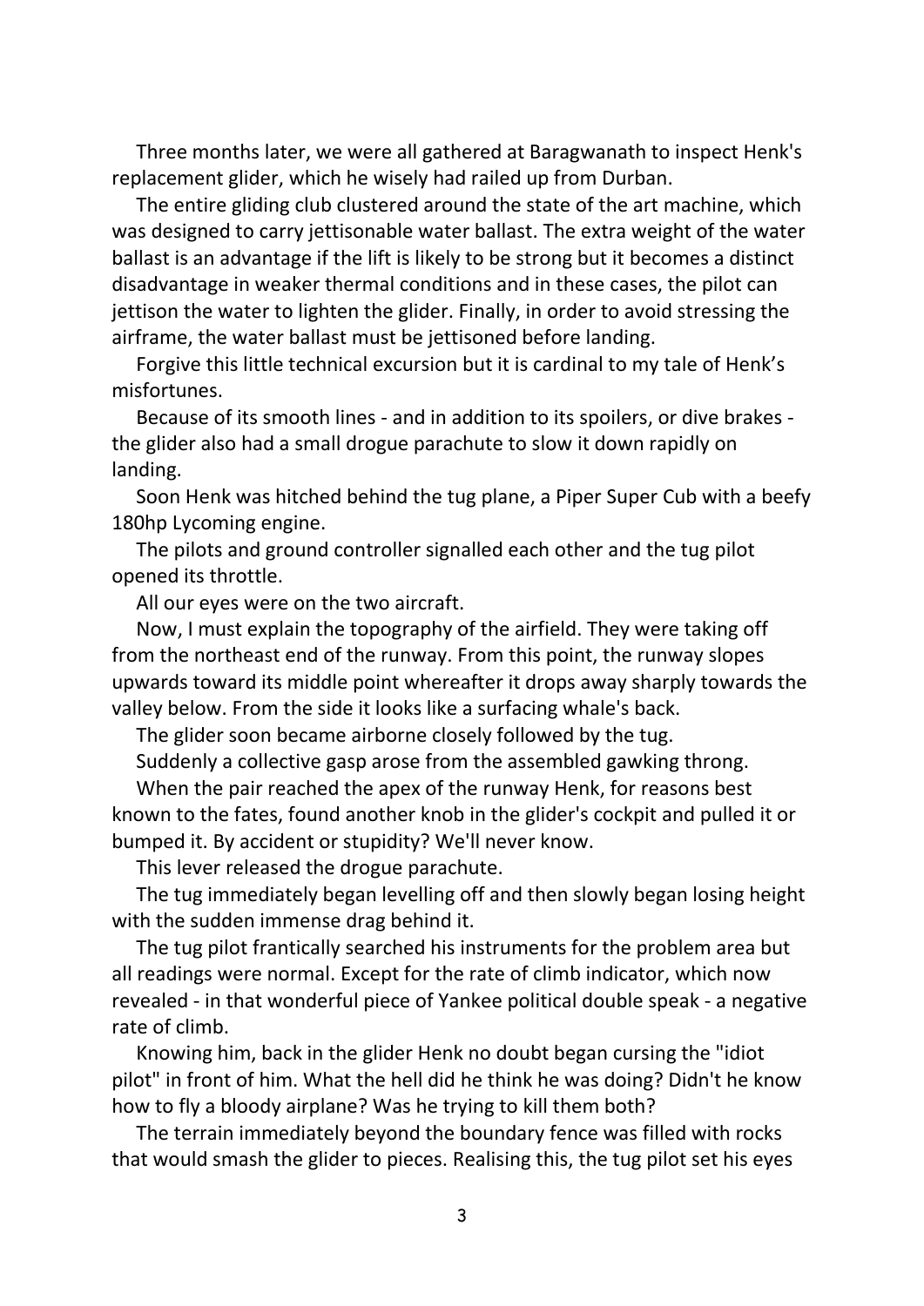Three months later, we were all gathered at Baragwanath to inspect Henk's replacement glider, which he wisely had railed up from Durban.

The entire gliding club clustered around the state of the art machine, which was designed to carry jettisonable water ballast. The extra weight of the water ballast is an advantage if the lift is likely to be strong but it becomes a distinct disadvantage in weaker thermal conditions and in these cases, the pilot can jettison the water to lighten the glider. Finally, in order to avoid stressing the airframe, the water ballast must be jettisoned before landing.

Forgive this little technical excursion but it is cardinal to my tale of Henk's misfortunes.

Because of its smooth lines - and in addition to its spoilers, or dive brakes - the glider also had a small drogue parachute to slow it down rapidly on landing.

Soon Henk was hitched behind the tug plane, a Piper Super Cub with a beefy 180hp Lycoming engine.

The pilots and ground controller signalled each other and the tug pilot opened its throttle.

All our eyes were on the two aircraft.

Now, I must explain the topography of the airfield. They were taking off from the northeast end of the runway. From this point, the runway slopes upwards toward its middle point whereafter it drops away sharply towards the valley below. From the side it looks like a surfacing whale's back.

The glider soon became airborne closely followed by the tug.

Suddenly a collective gasp arose from the assembled gawking throng.

When the pair reached the apex of the runway Henk, for reasons best known to the fates, found another knob in the glider's cockpit and pulled it or bumped it. By accident or stupidity? We'll never know.

This lever released the drogue parachute.

The tug immediately began levelling off and then slowly began losing height with the sudden immense drag behind it.

The tug pilot frantically searched his instruments for the problem area but all readings were normal. Except for the rate of climb indicator, which now revealed - in that wonderful piece of Yankee political double speak - a negative rate of climb.

Knowing him, back in the glider Henk no doubt began cursing the "idiot pilot" in front of him. What the hell did he think he was doing? Didn't he know how to fly a bloody airplane? Was he trying to kill them both?

The terrain immediately beyond the boundary fence was filled with rocks that would smash the glider to pieces. Realising this, the tug pilot set his eyes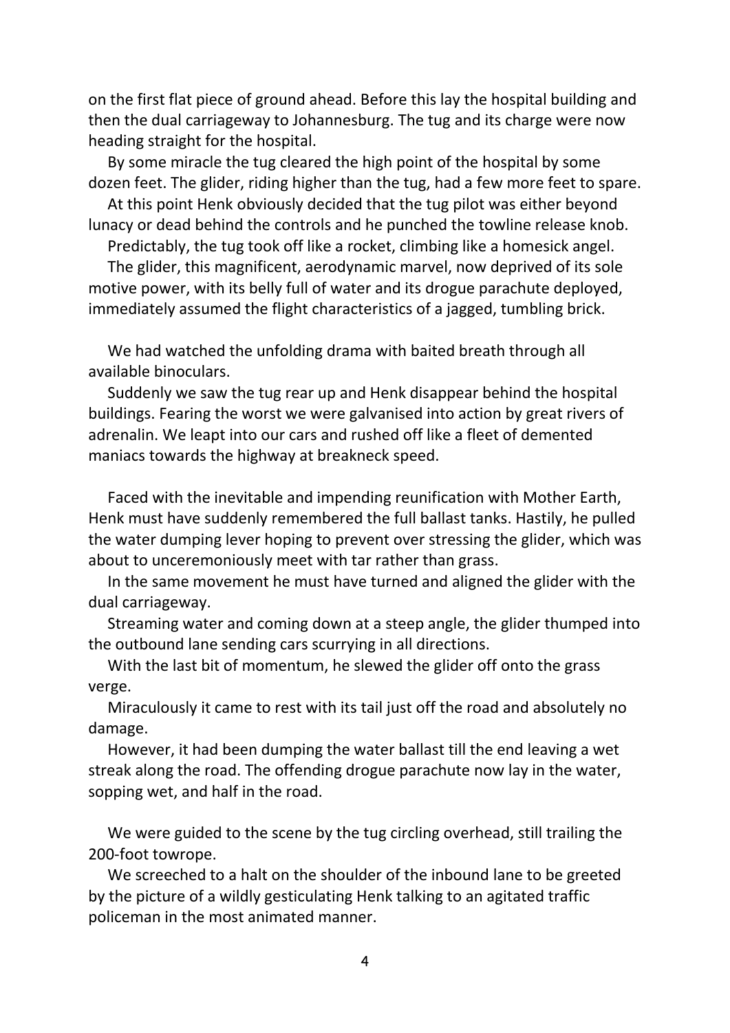on the first flat piece of ground ahead. Before this lay the hospital building and then the dual carriageway to Johannesburg. The tug and its charge were now heading straight for the hospital.

By some miracle the tug cleared the high point of the hospital by some dozen feet. The glider, riding higher than the tug, had a few more feet to spare.

At this point Henk obviously decided that the tug pilot was either beyond lunacy or dead behind the controls and he punched the towline release knob.

Predictably, the tug took off like a rocket, climbing like a homesick angel.

The glider, this magnificent, aerodynamic marvel, now deprived of its sole motive power, with its belly full of water and its drogue parachute deployed, immediately assumed the flight characteristics of a jagged, tumbling brick.

We had watched the unfolding drama with baited breath through all available binoculars.

Suddenly we saw the tug rear up and Henk disappear behind the hospital buildings. Fearing the worst we were galvanised into action by great rivers of adrenalin. We leapt into our cars and rushed off like a fleet of demented maniacs towards the highway at breakneck speed.

Faced with the inevitable and impending reunification with Mother Earth, Henk must have suddenly remembered the full ballast tanks. Hastily, he pulled the water dumping lever hoping to prevent over stressing the glider, which was about to unceremoniously meet with tar rather than grass.

In the same movement he must have turned and aligned the glider with the dual carriageway.

Streaming water and coming down at a steep angle, the glider thumped into the outbound lane sending cars scurrying in all directions.

With the last bit of momentum, he slewed the glider off onto the grass verge.

Miraculously it came to rest with its tail just off the road and absolutely no damage.

However, it had been dumping the water ballast till the end leaving a wet streak along the road. The offending drogue parachute now lay in the water, sopping wet, and half in the road.

We were guided to the scene by the tug circling overhead, still trailing the 200-foot towrope.

We screeched to a halt on the shoulder of the inbound lane to be greeted by the picture of a wildly gesticulating Henk talking to an agitated traffic policeman in the most animated manner.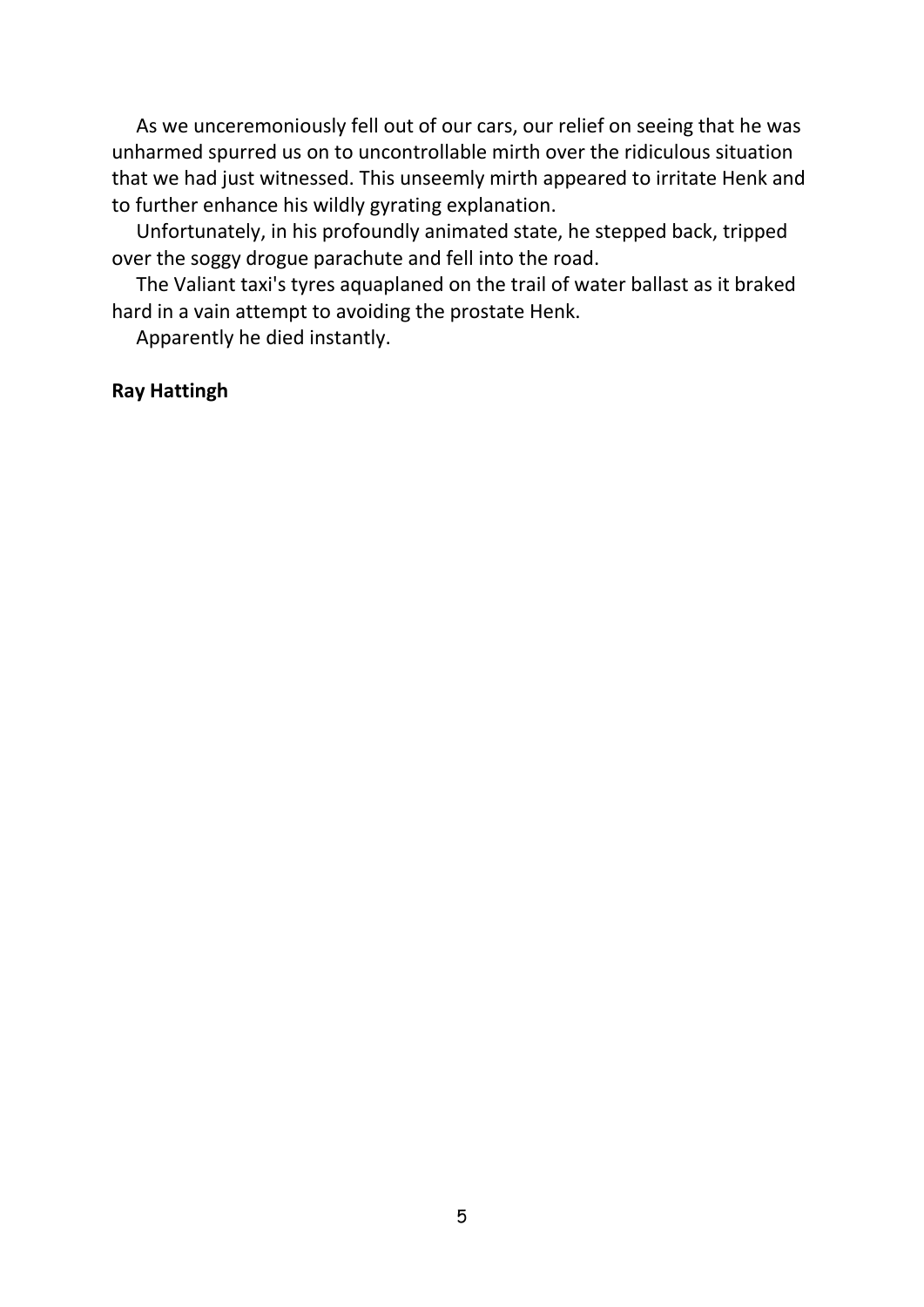As we unceremoniously fell out of our cars, our relief on seeing that he was unharmed spurred us on to uncontrollable mirth over the ridiculous situation that we had just witnessed. This unseemly mirth appeared to irritate Henk and to further enhance his wildly gyrating explanation.

Unfortunately, in his profoundly animated state, he stepped back, tripped over the soggy drogue parachute and fell into the road.

The Valiant taxi's tyres aquaplaned on the trail of water ballast as it braked hard in a vain attempt to avoiding the prostate Henk.

Apparently he died instantly.

**Ray Hattingh**